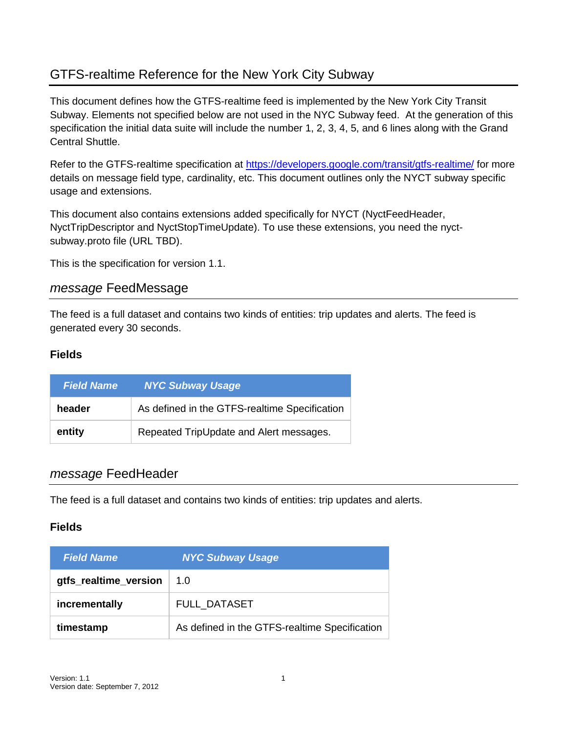# GTFS-realtime Reference for the New York City Subway

This document defines how the GTFS-realtime feed is implemented by the New York City Transit Subway. Elements not specified below are not used in the NYC Subway feed. At the generation of this specification the initial data suite will include the number 1, 2, 3, 4, 5, and 6 lines along with the Grand Central Shuttle.

Refer to the GTFS-realtime specification at [https://developers.google.com/transit/gtfs-realtime/](https://developers.google.com/transit/gtfs-realtime/) for more details on message field type, cardinality, etc. This document outlines only the NYCT subway specific usage and extensions.

This document also contains extensions added specifically for NYCT (NyctFeedHeader, NyctTripDescriptor and NyctStopTimeUpdate). To use these extensions, you need the nyct-subway.proto file (URL TBD).

This is the specification for version 1.1.

## *message* FeedMessage

The feed is a full dataset and contains two kinds of entities: trip updates and alerts. The feed is generated every 30 seconds.

### Fields

| Field Name | NYC Subway Usage |
|---|---|
| **header** | As defined in the GTFS-realtime Specification |
| **entity** | Repeated TripUpdate and Alert messages. |

## *message* FeedHeader

The feed is a full dataset and contains two kinds of entities: trip updates and alerts.

### Fields

| Field Name | NYC Subway Usage |
|---|---|
| **gtfs_realtime_version** | 1.0 |
| **incrementally** | FULL_DATASET |
| **timestamp** | As defined in the GTFS-realtime Specification |

Version: 1.1
Version date: September 7, 2012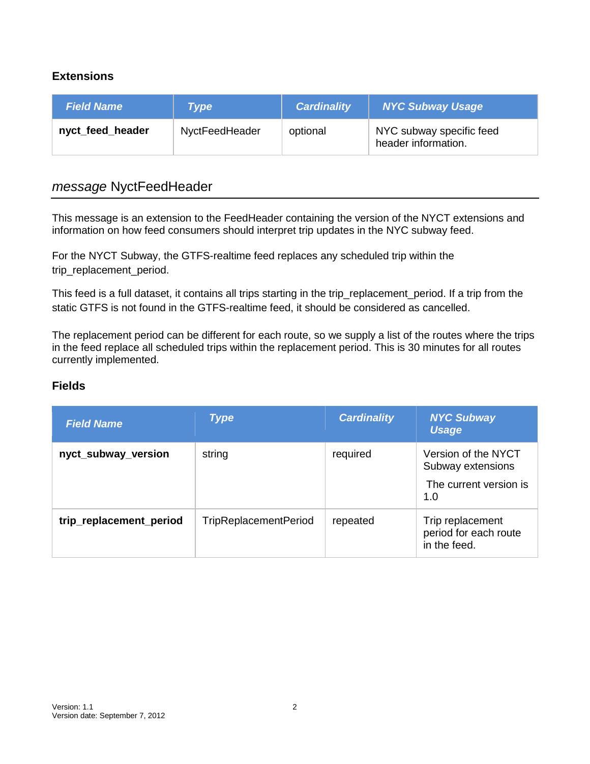### Extensions

| *Field Name* | *Type* | *Cardinality* | *NYC Subway Usage* |
| --- | --- | --- | --- |
| **nyct_feed_header** | NyctFeedHeader | optional | NYC subway specific feed header information. |

## *message* NyctFeedHeader

This message is an extension to the FeedHeader containing the version of the NYCT extensions and information on how feed consumers should interpret trip updates in the NYC subway feed.

For the NYCT Subway, the GTFS-realtime feed replaces any scheduled trip within the trip_replacement_period.

This feed is a full dataset, it contains all trips starting in the trip_replacement_period. If a trip from the static GTFS is not found in the GTFS-realtime feed, it should be considered as cancelled.

The replacement period can be different for each route, so we supply a list of the routes where the trips in the feed replace all scheduled trips within the replacement period. This is 30 minutes for all routes currently implemented.

### Fields

| *Field Name* | *Type* | *Cardinality* | *NYC Subway Usage* |
| --- | --- | --- | --- |
| **nyct_subway_version** | string | required | Version of the NYCT Subway extensions<br>The current version is 1.0 |
| **trip_replacement_period** | TripReplacementPeriod | repeated | Trip replacement period for each route in the feed. |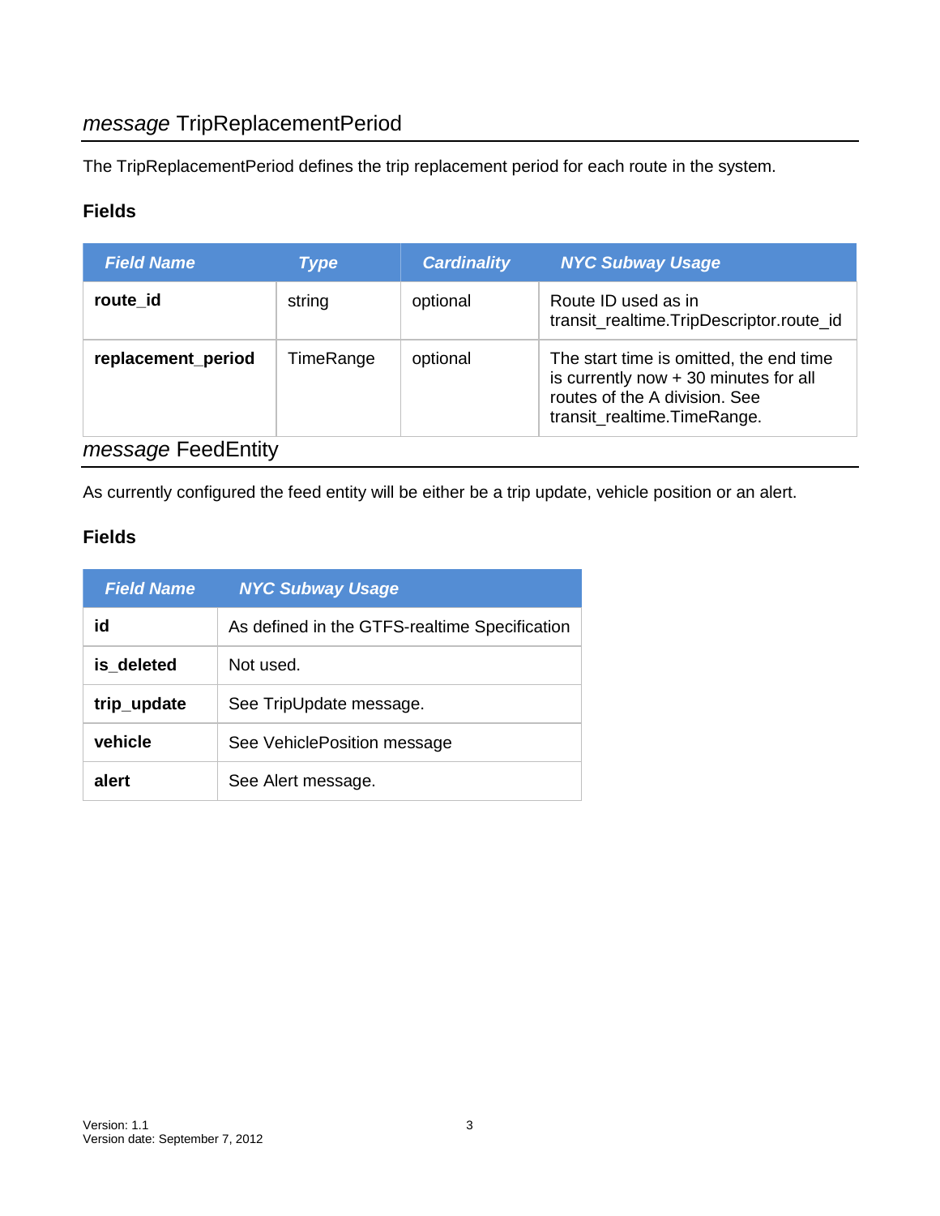## *message* TripReplacementPeriod

The TripReplacementPeriod defines the trip replacement period for each route in the system.

### Fields

| *Field Name* | *Type* | *Cardinality* | *NYC Subway Usage* |
|---|---|---|---|
| **route_id** | string | optional | Route ID used as in transit_realtime.TripDescriptor.route_id |
| **replacement_period** | TimeRange | optional | The start time is omitted, the end time is currently now + 30 minutes for all routes of the A division. See transit_realtime.TimeRange. |

## *message* FeedEntity

As currently configured the feed entity will be either be a trip update, vehicle position or an alert.

### Fields

| *Field Name* | *NYC Subway Usage* |
|---|---|
| **id** | As defined in the GTFS-realtime Specification |
| **is_deleted** | Not used. |
| **trip_update** | See TripUpdate message. |
| **vehicle** | See VehiclePosition message |
| **alert** | See Alert message. |

Version: 1.1
Version date: September 7, 2012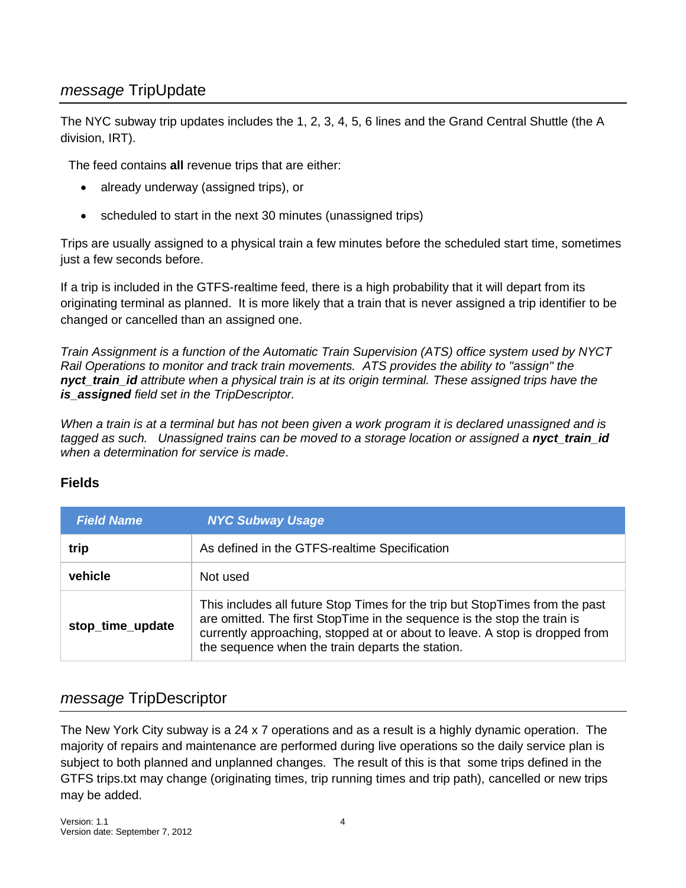## *message* TripUpdate

The NYC subway trip updates includes the 1, 2, 3, 4, 5, 6 lines and the Grand Central Shuttle (the A division, IRT).

The feed contains **all** revenue trips that are either:

- already underway (assigned trips), or
- scheduled to start in the next 30 minutes (unassigned trips)

Trips are usually assigned to a physical train a few minutes before the scheduled start time, sometimes just a few seconds before.

If a trip is included in the GTFS-realtime feed, there is a high probability that it will depart from its originating terminal as planned. It is more likely that a train that is never assigned a trip identifier to be changed or cancelled than an assigned one.

*Train Assignment is a function of the Automatic Train Supervision (ATS) office system used by NYCT Rail Operations to monitor and track train movements. ATS provides the ability to "assign" the **nyct_train_id** attribute when a physical train is at its origin terminal. These assigned trips have the **is_assigned** field set in the TripDescriptor.*

*When a train is at a terminal but has not been given a work program it is declared unassigned and is tagged as such. Unassigned trains can be moved to a storage location or assigned a **nyct_train_id** when a determination for service is made*.

### Fields

| *Field Name* | *NYC Subway Usage* |
| --- | --- |
| **trip** | As defined in the GTFS-realtime Specification |
| **vehicle** | Not used |
| **stop_time_update** | This includes all future Stop Times for the trip but StopTimes from the past are omitted. The first StopTime in the sequence is the stop the train is currently approaching, stopped at or about to leave. A stop is dropped from the sequence when the train departs the station. |

## *message* TripDescriptor

The New York City subway is a 24 x 7 operations and as a result is a highly dynamic operation. The majority of repairs and maintenance are performed during live operations so the daily service plan is subject to both planned and unplanned changes. The result of this is that some trips defined in the GTFS trips.txt may change (originating times, trip running times and trip path), cancelled or new trips may be added.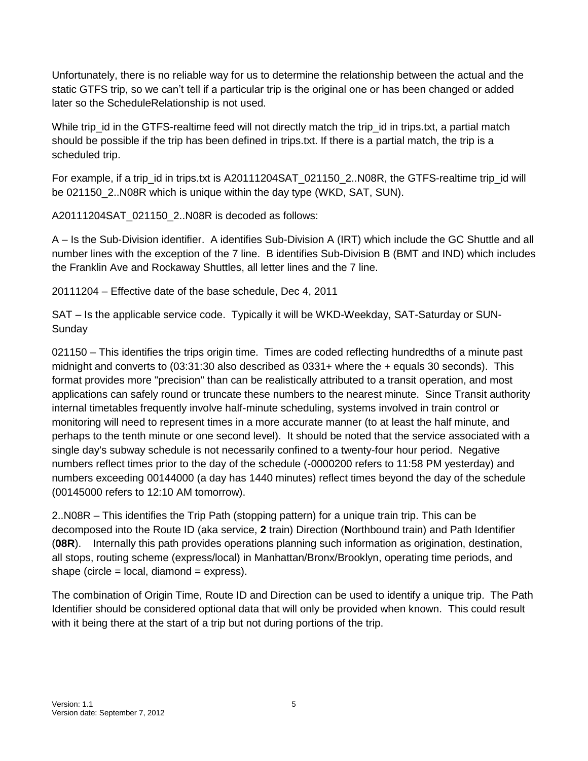Unfortunately, there is no reliable way for us to determine the relationship between the actual and the static GTFS trip, so we can't tell if a particular trip is the original one or has been changed or added later so the ScheduleRelationship is not used.

While trip_id in the GTFS-realtime feed will not directly match the trip_id in trips.txt, a partial match should be possible if the trip has been defined in trips.txt. If there is a partial match, the trip is a scheduled trip.

For example, if a trip_id in trips.txt is A20111204SAT_021150_2..N08R, the GTFS-realtime trip_id will be 021150_2..N08R which is unique within the day type (WKD, SAT, SUN).

A20111204SAT_021150_2..N08R is decoded as follows:

A – Is the Sub-Division identifier. A identifies Sub-Division A (IRT) which include the GC Shuttle and all number lines with the exception of the 7 line. B identifies Sub-Division B (BMT and IND) which includes the Franklin Ave and Rockaway Shuttles, all letter lines and the 7 line.

20111204 – Effective date of the base schedule, Dec 4, 2011

SAT – Is the applicable service code. Typically it will be WKD-Weekday, SAT-Saturday or SUN-Sunday

021150 – This identifies the trips origin time. Times are coded reflecting hundredths of a minute past midnight and converts to (03:31:30 also described as 0331+ where the + equals 30 seconds). This format provides more "precision" than can be realistically attributed to a transit operation, and most applications can safely round or truncate these numbers to the nearest minute. Since Transit authority internal timetables frequently involve half-minute scheduling, systems involved in train control or monitoring will need to represent times in a more accurate manner (to at least the half minute, and perhaps to the tenth minute or one second level). It should be noted that the service associated with a single day's subway schedule is not necessarily confined to a twenty-four hour period. Negative numbers reflect times prior to the day of the schedule (-0000200 refers to 11:58 PM yesterday) and numbers exceeding 00144000 (a day has 1440 minutes) reflect times beyond the day of the schedule (00145000 refers to 12:10 AM tomorrow).

2..N08R – This identifies the Trip Path (stopping pattern) for a unique train trip. This can be decomposed into the Route ID (aka service, **2** train) Direction (**N**orthbound train) and Path Identifier (**08R**). Internally this path provides operations planning such information as origination, destination, all stops, routing scheme (express/local) in Manhattan/Bronx/Brooklyn, operating time periods, and shape (circle = local, diamond = express).

The combination of Origin Time, Route ID and Direction can be used to identify a unique trip. The Path Identifier should be considered optional data that will only be provided when known. This could result with it being there at the start of a trip but not during portions of the trip.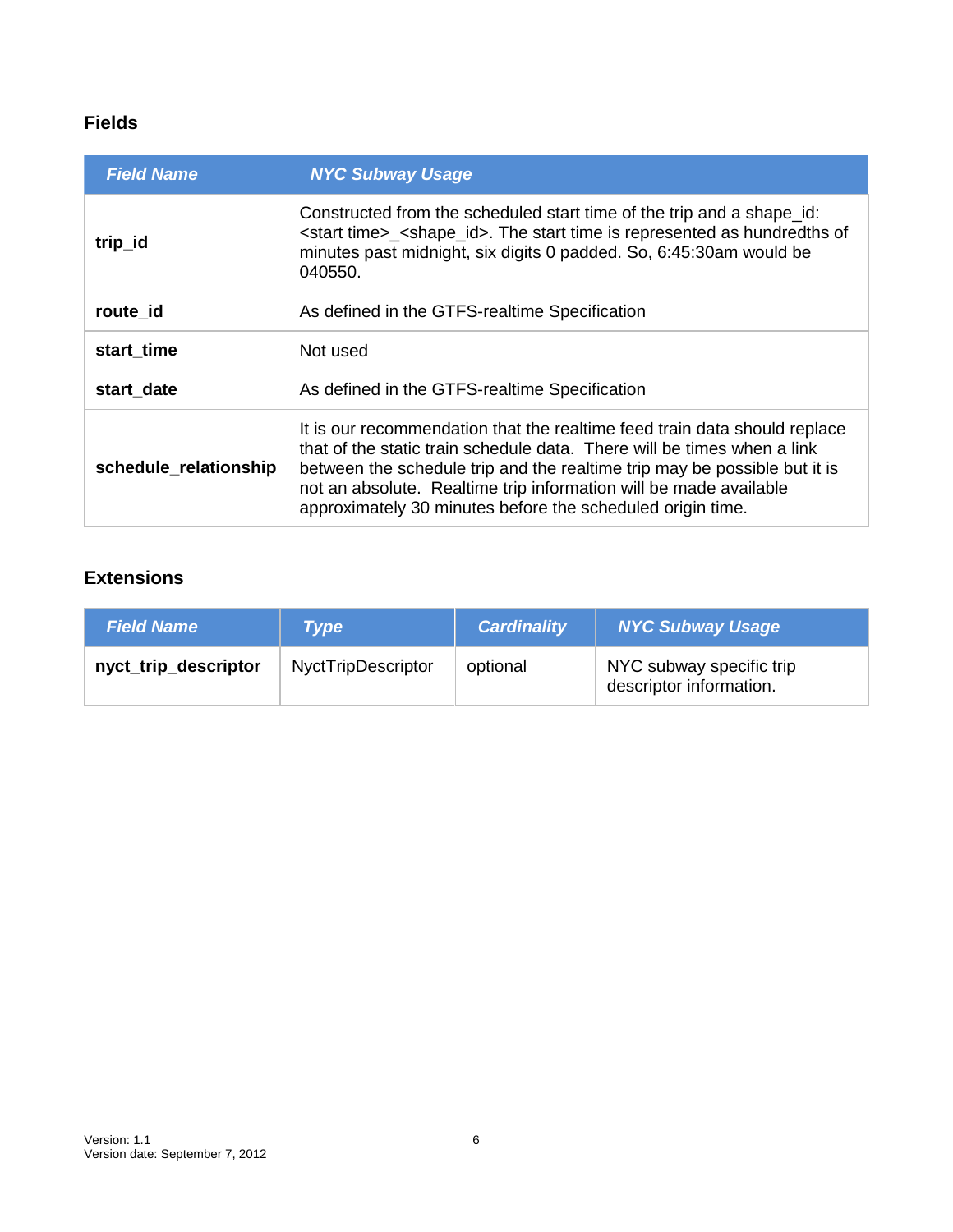### Fields

| Field Name | NYC Subway Usage |
| --- | --- |
| **trip_id** | Constructed from the scheduled start time of the trip and a shape_id: <start time>_<shape_id>. The start time is represented as hundredths of minutes past midnight, six digits 0 padded. So, 6:45:30am would be 040550. |
| **route_id** | As defined in the GTFS-realtime Specification |
| **start_time** | Not used |
| **start_date** | As defined in the GTFS-realtime Specification |
| **schedule_relationship** | It is our recommendation that the realtime feed train data should replace that of the static train schedule data. There will be times when a link between the schedule trip and the realtime trip may be possible but it is not an absolute. Realtime trip information will be made available approximately 30 minutes before the scheduled origin time. |

### Extensions

| Field Name | Type | Cardinality | NYC Subway Usage |
| --- | --- | --- | --- |
| **nyct_trip_descriptor** | NyctTripDescriptor | optional | NYC subway specific trip descriptor information. |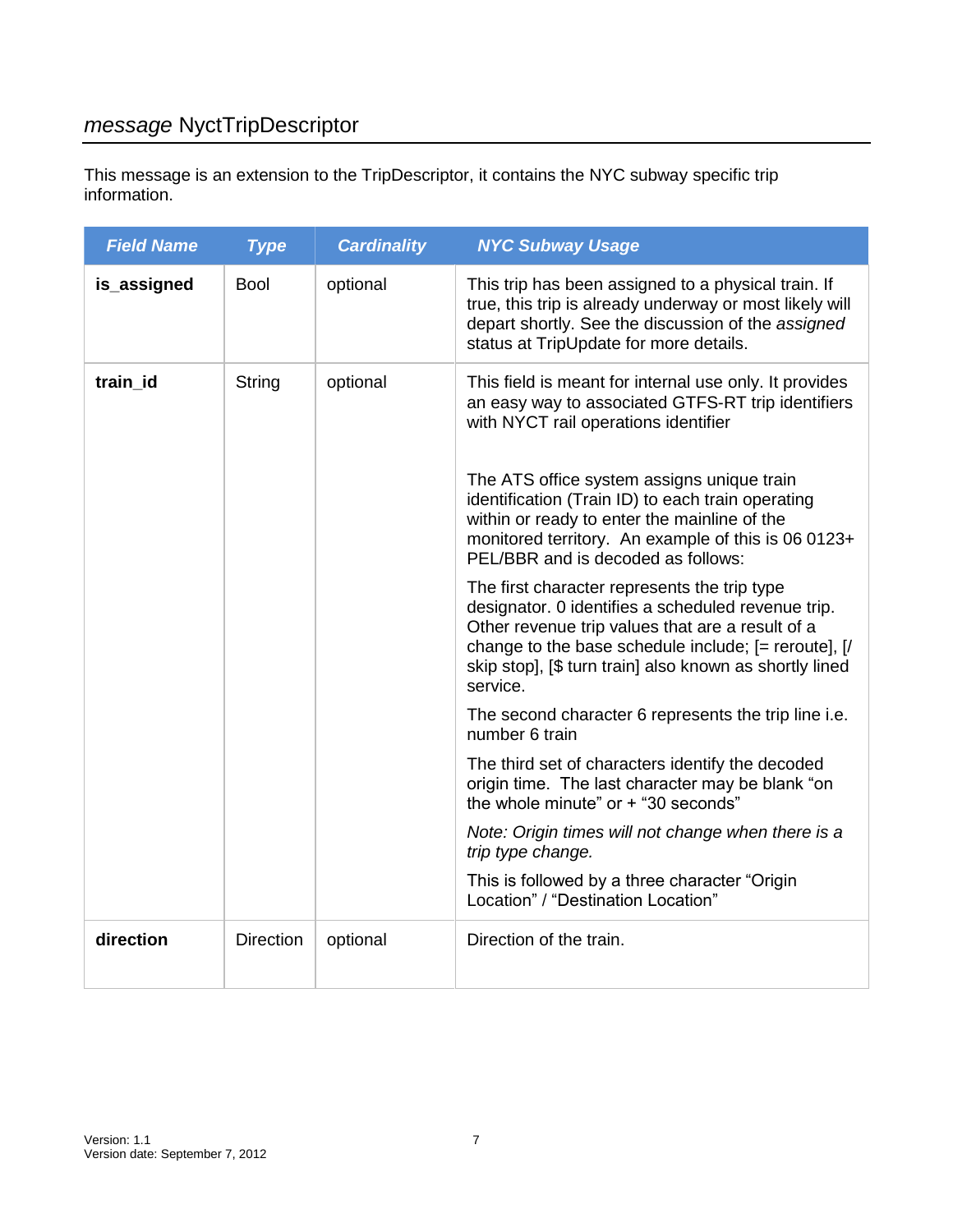## *message* NyctTripDescriptor

This message is an extension to the TripDescriptor, it contains the NYC subway specific trip information.

| ***Field Name*** | ***Type*** | ***Cardinality*** | ***NYC Subway Usage*** |
|---|---|---|---|
| **is_assigned** | Bool | optional | This trip has been assigned to a physical train. If true, this trip is already underway or most likely will depart shortly. See the discussion of the *assigned* status at TripUpdate for more details. |
| **train_id** | String | optional | This field is meant for internal use only. It provides an easy way to associated GTFS-RT trip identifiers with NYCT rail operations identifier<br><br>The ATS office system assigns unique train identification (Train ID) to each train operating within or ready to enter the mainline of the monitored territory. An example of this is 06 0123+ PEL/BBR and is decoded as follows:<br><br>The first character represents the trip type designator. 0 identifies a scheduled revenue trip. Other revenue trip values that are a result of a change to the base schedule include; [= reroute], [/ skip stop], [$ turn train] also known as shortly lined service.<br><br>The second character 6 represents the trip line i.e. number 6 train<br><br>The third set of characters identify the decoded origin time. The last character may be blank "on the whole minute" or + "30 seconds"<br><br>*Note: Origin times will not change when there is a trip type change.*<br><br>This is followed by a three character "Origin Location" / "Destination Location" |
| **direction** | Direction | optional | Direction of the train. |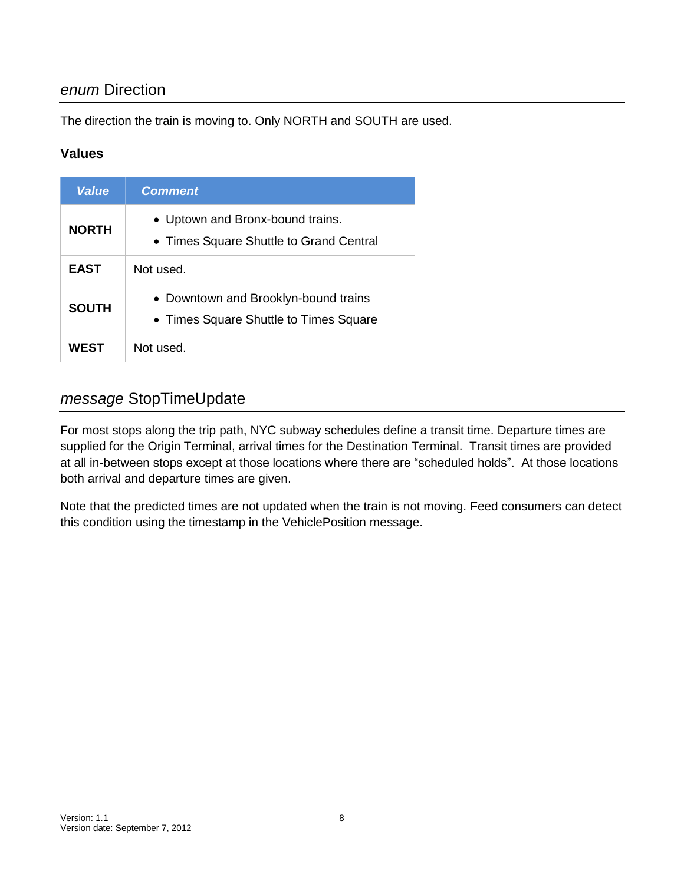## *enum* Direction

The direction the train is moving to. Only NORTH and SOUTH are used.

### Values

| *Value* | *Comment* |
| --- | --- |
| **NORTH** | • Uptown and Bronx-bound trains.<br>• Times Square Shuttle to Grand Central |
| **EAST** | Not used. |
| **SOUTH** | • Downtown and Brooklyn-bound trains<br>• Times Square Shuttle to Times Square |
| **WEST** | Not used. |

## *message* StopTimeUpdate

For most stops along the trip path, NYC subway schedules define a transit time. Departure times are supplied for the Origin Terminal, arrival times for the Destination Terminal. Transit times are provided at all in-between stops except at those locations where there are “scheduled holds”. At those locations both arrival and departure times are given.

Note that the predicted times are not updated when the train is not moving. Feed consumers can detect this condition using the timestamp in the VehiclePosition message.

Version: 1.1
Version date: September 7, 2012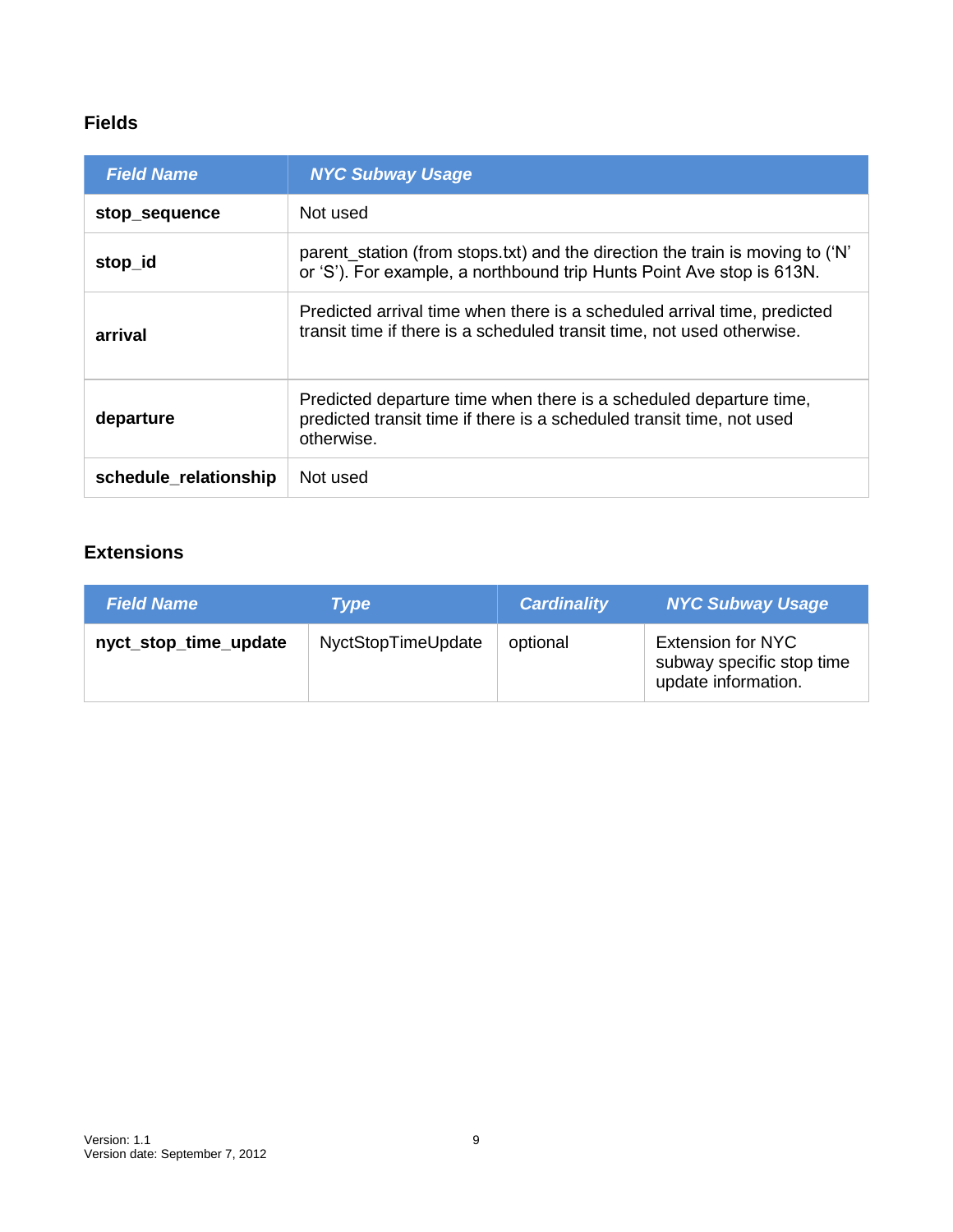### Fields

| Field Name | NYC Subway Usage |
|---|---|
| **stop_sequence** | Not used |
| **stop_id** | parent_station (from stops.txt) and the direction the train is moving to (‘N’ or ‘S’). For example, a northbound trip Hunts Point Ave stop is 613N. |
| **arrival** | Predicted arrival time when there is a scheduled arrival time, predicted transit time if there is a scheduled transit time, not used otherwise. |
| **departure** | Predicted departure time when there is a scheduled departure time, predicted transit time if there is a scheduled transit time, not used otherwise. |
| **schedule_relationship** | Not used |

### Extensions

| Field Name | Type | Cardinality | NYC Subway Usage |
|---|---|---|---|
| **nyct_stop_time_update** | NyctStopTimeUpdate | optional | Extension for NYC subway specific stop time update information. |

Version: 1.1
Version date: September 7, 2012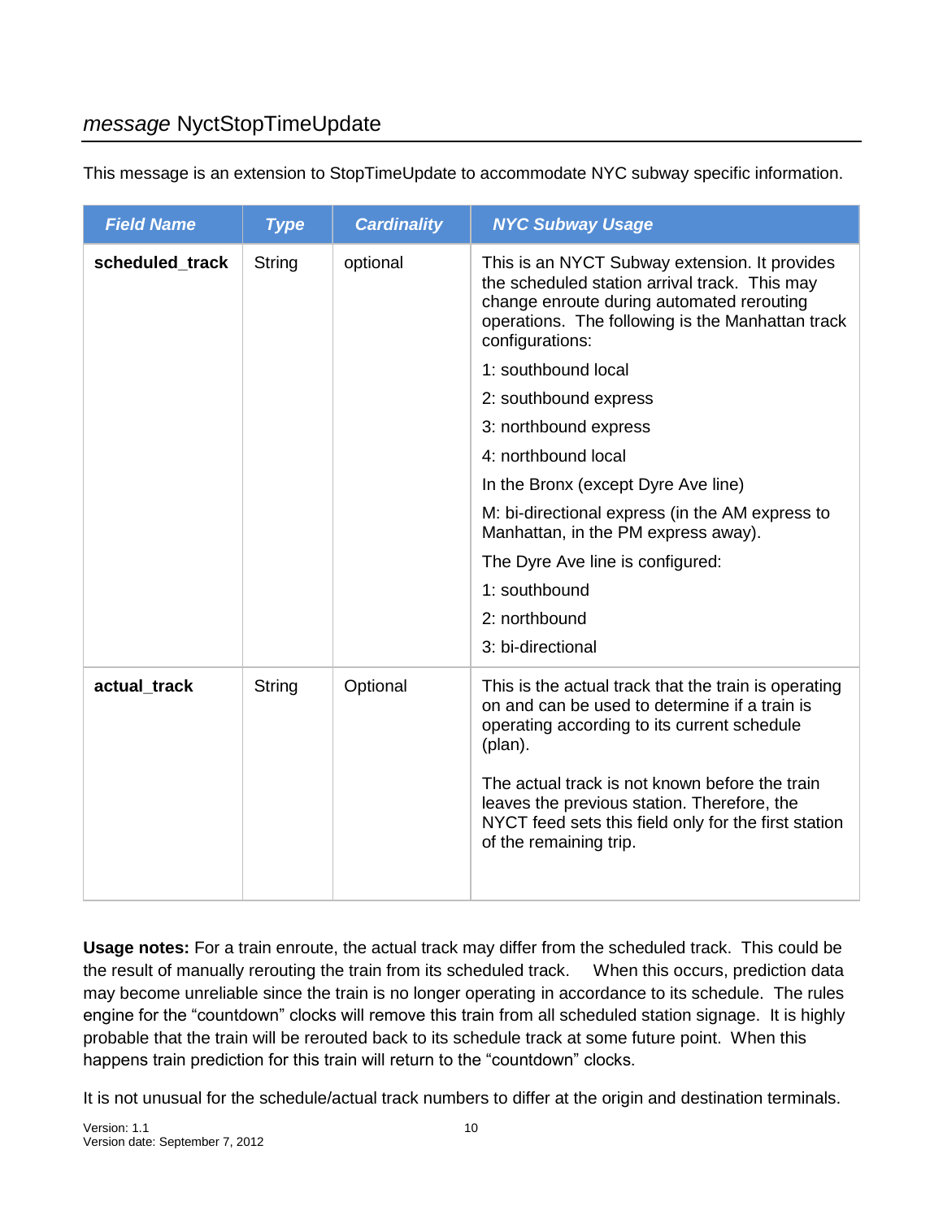## *message* NyctStopTimeUpdate

This message is an extension to StopTimeUpdate to accommodate NYC subway specific information.

| *Field Name* | *Type* | *Cardinality* | *NYC Subway Usage* |
| --- | --- | --- | --- |
| **scheduled_track** | String | optional | This is an NYCT Subway extension. It provides the scheduled station arrival track. This may change enroute during automated rerouting operations. The following is the Manhattan track configurations:<br><br>1: southbound local<br><br>2: southbound express<br><br>3: northbound express<br><br>4: northbound local<br><br>In the Bronx (except Dyre Ave line)<br><br>M: bi-directional express (in the AM express to Manhattan, in the PM express away).<br><br>The Dyre Ave line is configured:<br><br>1: southbound<br><br>2: northbound<br><br>3: bi-directional |
| **actual_track** | String | Optional | This is the actual track that the train is operating on and can be used to determine if a train is operating according to its current schedule (plan).<br><br>The actual track is not known before the train leaves the previous station. Therefore, the NYCT feed sets this field only for the first station of the remaining trip. |

**Usage notes:** For a train enroute, the actual track may differ from the scheduled track. This could be the result of manually rerouting the train from its scheduled track. When this occurs, prediction data may become unreliable since the train is no longer operating in accordance to its schedule. The rules engine for the "countdown" clocks will remove this train from all scheduled station signage. It is highly probable that the train will be rerouted back to its schedule track at some future point. When this happens train prediction for this train will return to the "countdown" clocks.

It is not unusual for the schedule/actual track numbers to differ at the origin and destination terminals.

Version: 1.1
Version date: September 7, 2012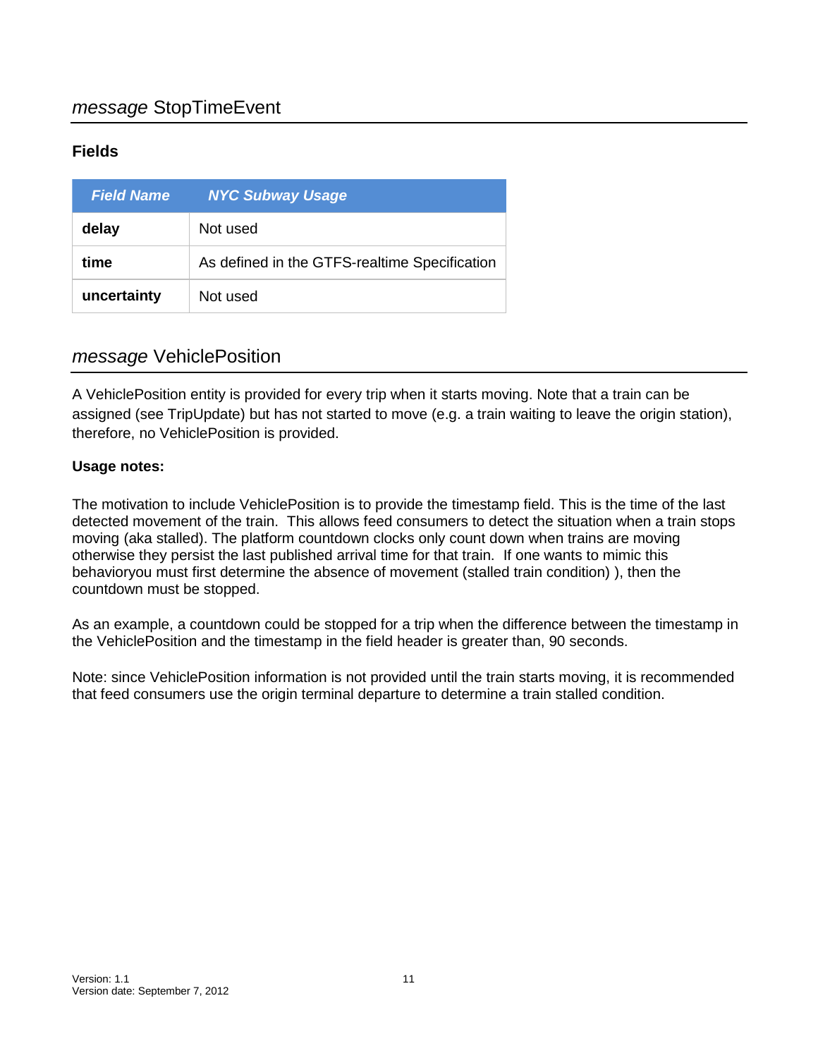## *message* StopTimeEvent

### Fields

| *Field Name* | *NYC Subway Usage* |
|---|---|
| **delay** | Not used |
| **time** | As defined in the GTFS-realtime Specification |
| **uncertainty** | Not used |

## *message* VehiclePosition

A VehiclePosition entity is provided for every trip when it starts moving. Note that a train can be assigned (see TripUpdate) but has not started to move (e.g. a train waiting to leave the origin station), therefore, no VehiclePosition is provided.

**Usage notes:**

The motivation to include VehiclePosition is to provide the timestamp field. This is the time of the last detected movement of the train. This allows feed consumers to detect the situation when a train stops moving (aka stalled). The platform countdown clocks only count down when trains are moving otherwise they persist the last published arrival time for that train. If one wants to mimic this behavioryou must first determine the absence of movement (stalled train condition) ), then the countdown must be stopped.

As an example, a countdown could be stopped for a trip when the difference between the timestamp in the VehiclePosition and the timestamp in the field header is greater than, 90 seconds.

Note: since VehiclePosition information is not provided until the train starts moving, it is recommended that feed consumers use the origin terminal departure to determine a train stalled condition.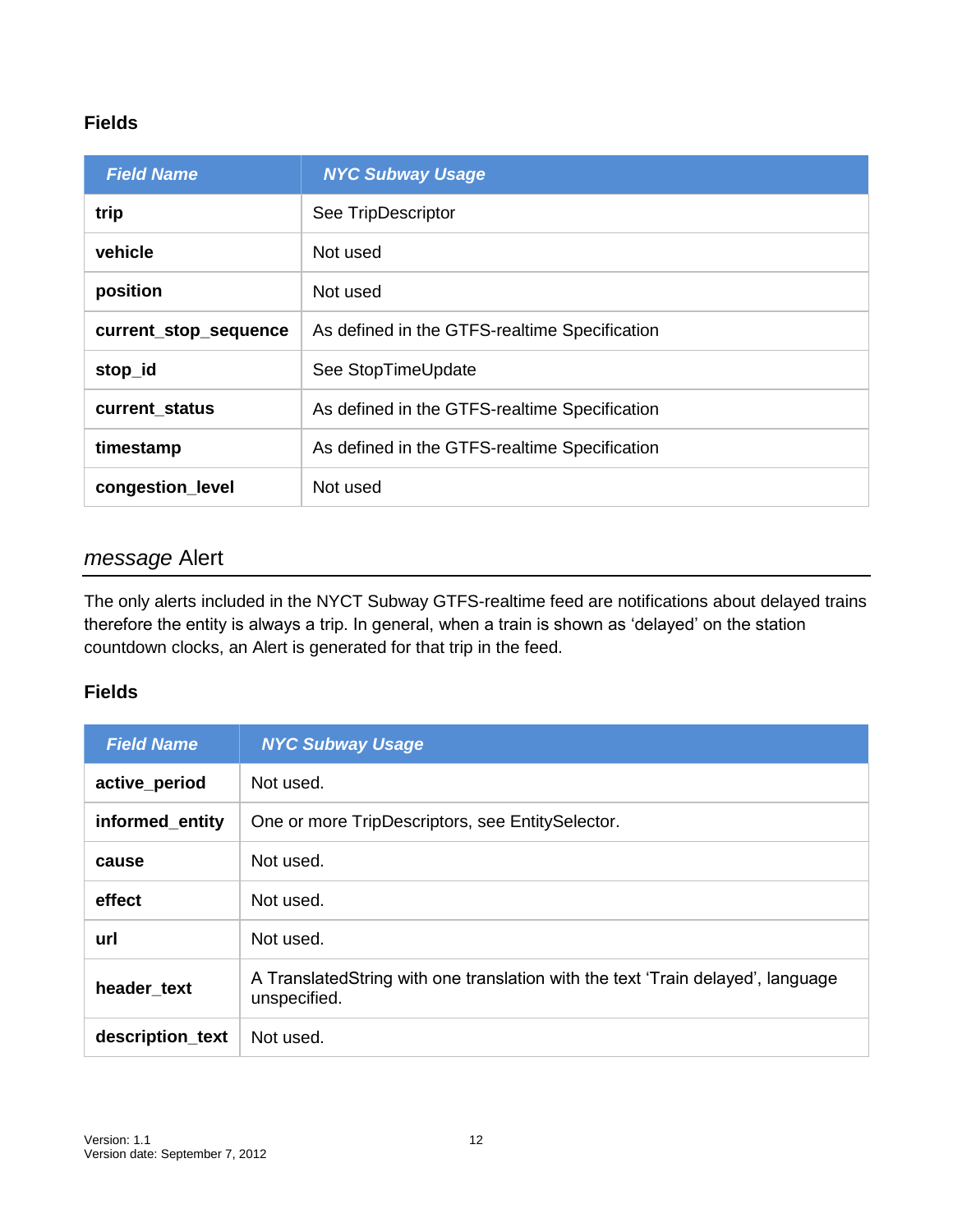### Fields

| *Field Name* | *NYC Subway Usage* |
| --- | --- |
| **trip** | See TripDescriptor |
| **vehicle** | Not used |
| **position** | Not used |
| **current_stop_sequence** | As defined in the GTFS-realtime Specification |
| **stop_id** | See StopTimeUpdate |
| **current_status** | As defined in the GTFS-realtime Specification |
| **timestamp** | As defined in the GTFS-realtime Specification |
| **congestion_level** | Not used |

## *message* Alert

The only alerts included in the NYCT Subway GTFS-realtime feed are notifications about delayed trains therefore the entity is always a trip. In general, when a train is shown as 'delayed' on the station countdown clocks, an Alert is generated for that trip in the feed.

### Fields

| *Field Name* | *NYC Subway Usage* |
| --- | --- |
| **active_period** | Not used. |
| **informed_entity** | One or more TripDescriptors, see EntitySelector. |
| **cause** | Not used. |
| **effect** | Not used. |
| **url** | Not used. |
| **header_text** | A TranslatedString with one translation with the text 'Train delayed', language unspecified. |
| **description_text** | Not used. |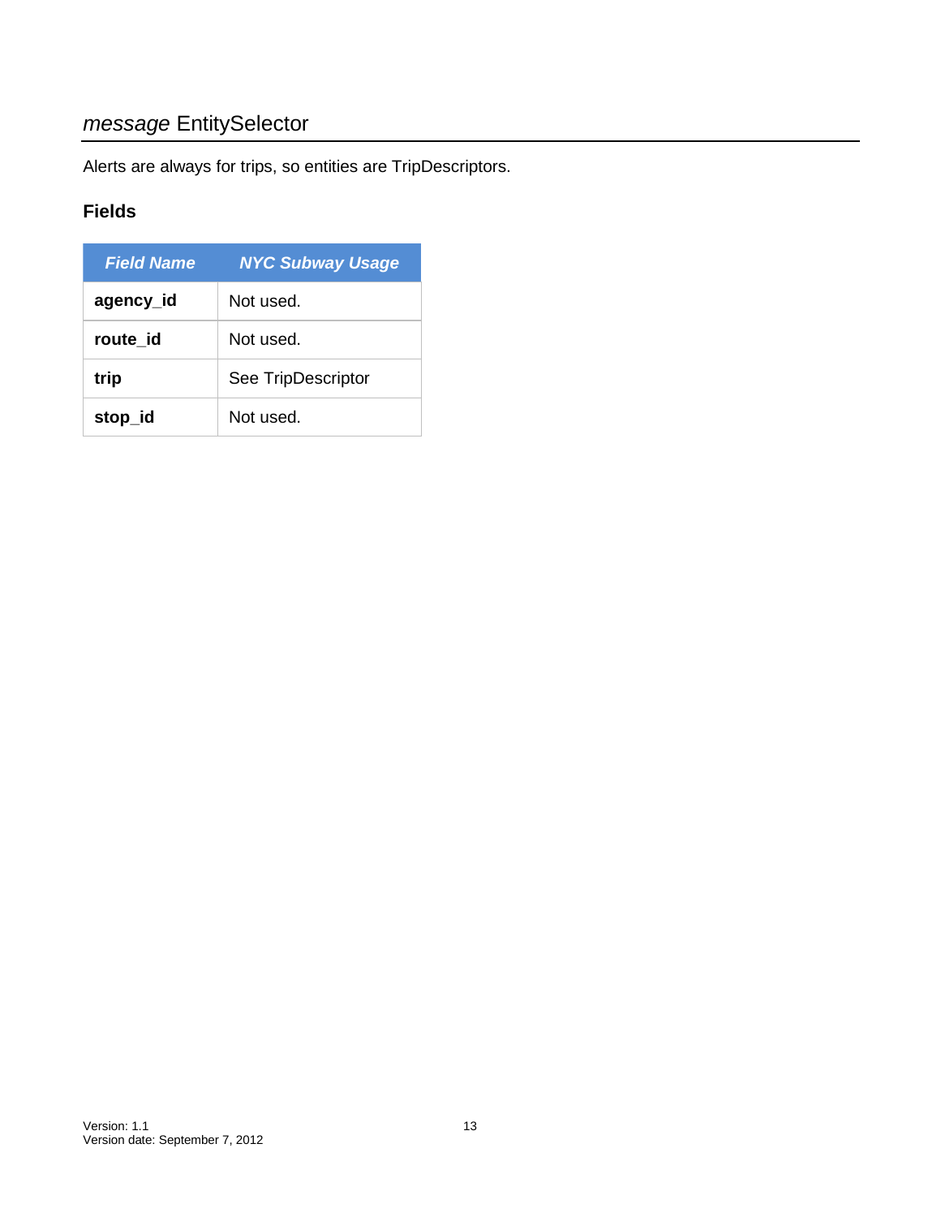## *message* EntitySelector

Alerts are always for trips, so entities are TripDescriptors.

### Fields

| *Field Name* | *NYC Subway Usage* |
|---|---|
| **agency_id** | Not used. |
| **route_id** | Not used. |
| **trip** | See TripDescriptor |
| **stop_id** | Not used. |